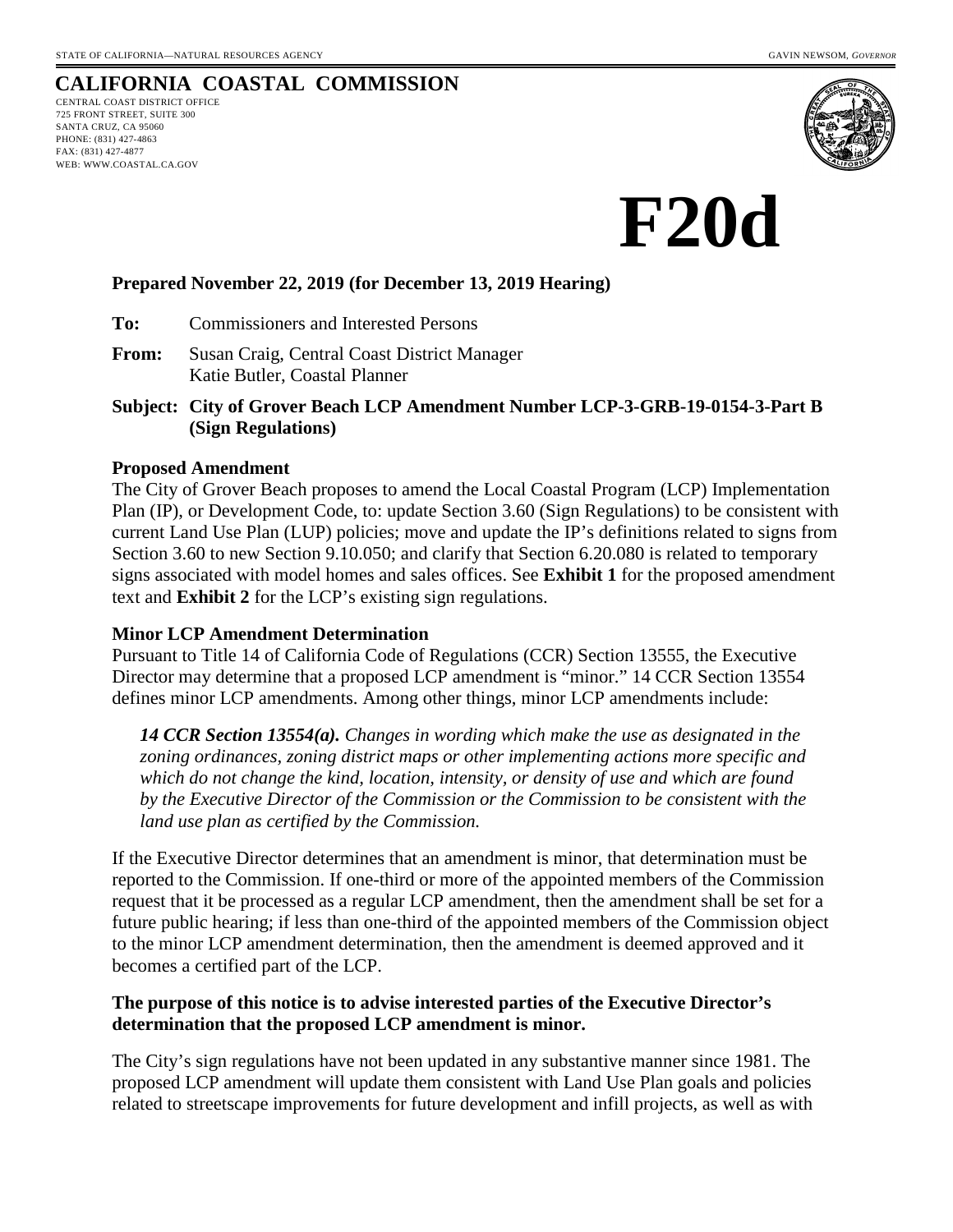STATE OF CALIFORNIA—NATURAL RESOURCES AGENCY GAVIN NEWSOM, *GOVERNOR*

# CALIFORNIA COASTAL COMMISSION

CENTRAL COAST DISTRICT OFFICE
725 FRONT STREET, SUITE 300
SANTA CRUZ, CA 95060
PHONE: (831) 427-4863
FAX: (831) 427-4877
WEB: WWW.COASTAL.CA.GOV

# F20d

**Prepared November 22, 2019 (for December 13, 2019 Hearing)**

**To:** Commissioners and Interested Persons

**From:** Susan Craig, Central Coast District Manager
Katie Butler, Coastal Planner

**Subject: City of Grover Beach LCP Amendment Number LCP-3-GRB-19-0154-3-Part B (Sign Regulations)**

### Proposed Amendment

The City of Grover Beach proposes to amend the Local Coastal Program (LCP) Implementation Plan (IP), or Development Code, to: update Section 3.60 (Sign Regulations) to be consistent with current Land Use Plan (LUP) policies; move and update the IP's definitions related to signs from Section 3.60 to new Section 9.10.050; and clarify that Section 6.20.080 is related to temporary signs associated with model homes and sales offices. See **Exhibit 1** for the proposed amendment text and **Exhibit 2** for the LCP's existing sign regulations.

### Minor LCP Amendment Determination

Pursuant to Title 14 of California Code of Regulations (CCR) Section 13555, the Executive Director may determine that a proposed LCP amendment is "minor." 14 CCR Section 13554 defines minor LCP amendments. Among other things, minor LCP amendments include:

> ***14 CCR Section 13554(a).*** *Changes in wording which make the use as designated in the zoning ordinances, zoning district maps or other implementing actions more specific and which do not change the kind, location, intensity, or density of use and which are found by the Executive Director of the Commission or the Commission to be consistent with the land use plan as certified by the Commission.*

If the Executive Director determines that an amendment is minor, that determination must be reported to the Commission. If one-third or more of the appointed members of the Commission request that it be processed as a regular LCP amendment, then the amendment shall be set for a future public hearing; if less than one-third of the appointed members of the Commission object to the minor LCP amendment determination, then the amendment is deemed approved and it becomes a certified part of the LCP.

**The purpose of this notice is to advise interested parties of the Executive Director's determination that the proposed LCP amendment is minor.**

The City's sign regulations have not been updated in any substantive manner since 1981. The proposed LCP amendment will update them consistent with Land Use Plan goals and policies related to streetscape improvements for future development and infill projects, as well as with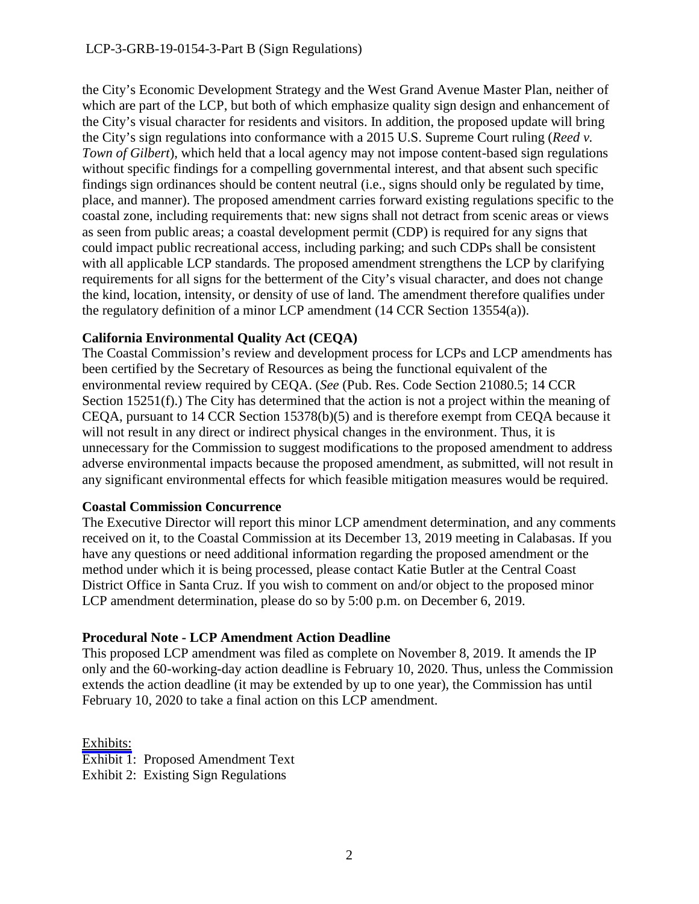the City's Economic Development Strategy and the West Grand Avenue Master Plan, neither of which are part of the LCP, but both of which emphasize quality sign design and enhancement of the City's visual character for residents and visitors. In addition, the proposed update will bring the City's sign regulations into conformance with a 2015 U.S. Supreme Court ruling (*Reed v. Town of Gilbert*), which held that a local agency may not impose content-based sign regulations without specific findings for a compelling governmental interest, and that absent such specific findings sign ordinances should be content neutral (i.e., signs should only be regulated by time, place, and manner). The proposed amendment carries forward existing regulations specific to the coastal zone, including requirements that: new signs shall not detract from scenic areas or views as seen from public areas; a coastal development permit (CDP) is required for any signs that could impact public recreational access, including parking; and such CDPs shall be consistent with all applicable LCP standards. The proposed amendment strengthens the LCP by clarifying requirements for all signs for the betterment of the City's visual character, and does not change the kind, location, intensity, or density of use of land. The amendment therefore qualifies under the regulatory definition of a minor LCP amendment (14 CCR Section 13554(a)).

**California Environmental Quality Act (CEQA)**

The Coastal Commission's review and development process for LCPs and LCP amendments has been certified by the Secretary of Resources as being the functional equivalent of the environmental review required by CEQA. (*See* (Pub. Res. Code Section 21080.5; 14 CCR Section 15251(f).) The City has determined that the action is not a project within the meaning of CEQA, pursuant to 14 CCR Section 15378(b)(5) and is therefore exempt from CEQA because it will not result in any direct or indirect physical changes in the environment. Thus, it is unnecessary for the Commission to suggest modifications to the proposed amendment to address adverse environmental impacts because the proposed amendment, as submitted, will not result in any significant environmental effects for which feasible mitigation measures would be required.

**Coastal Commission Concurrence**

The Executive Director will report this minor LCP amendment determination, and any comments received on it, to the Coastal Commission at its December 13, 2019 meeting in Calabasas. If you have any questions or need additional information regarding the proposed amendment or the method under which it is being processed, please contact Katie Butler at the Central Coast District Office in Santa Cruz. If you wish to comment on and/or object to the proposed minor LCP amendment determination, please do so by 5:00 p.m. on December 6, 2019.

**Procedural Note - LCP Amendment Action Deadline**

This proposed LCP amendment was filed as complete on November 8, 2019. It amends the IP only and the 60-working-day action deadline is February 10, 2020. Thus, unless the Commission extends the action deadline (it may be extended by up to one year), the Commission has until February 10, 2020 to take a final action on this LCP amendment.

Exhibits:

Exhibit 1: Proposed Amendment Text
Exhibit 2: Existing Sign Regulations